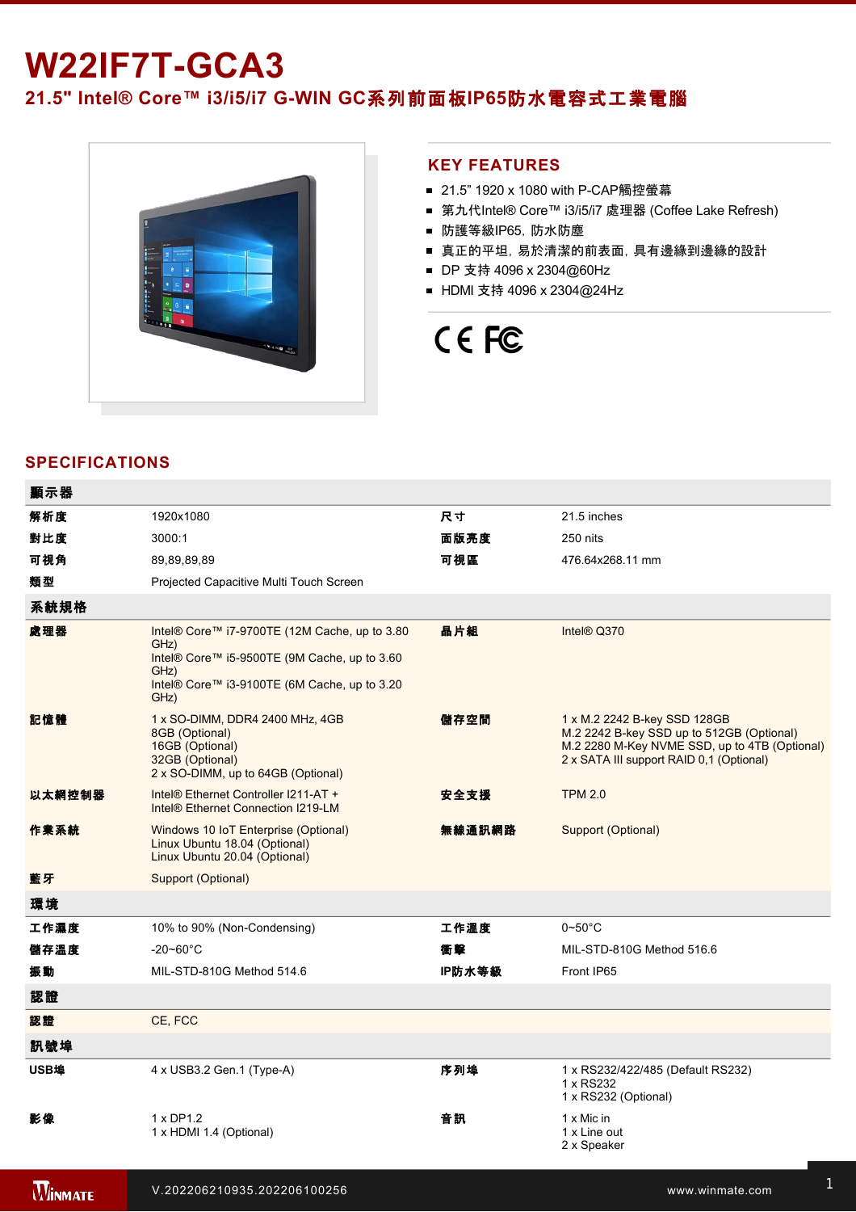# W22IF7T-GCA3

## 21.5" Intel® Core™ i3/i5/i7 G-WIN GC系列前面板IP65防水電容式工業電腦

## KEY FEATURES

- 21.5" 1920 x 1080 with P-CAP觸控螢幕
- 第九代Intel® Core™ i3/i5/i7 處理器 (Coffee Lake Refresh)
- 防護等級IP65，防水防塵
- 真正的平坦，易於清潔的前表面，具有邊緣到邊緣的設計
- DP 支持 4096 x 2304@60Hz
- HDMI 支持 4096 x 2304@24Hz

## SPECIFICATIONS

| 顯示器 | | | |
|---|---|---|---|
| 解析度 | 1920x1080 | 尺寸 | 21.5 inches |
| 對比度 | 3000:1 | 面版亮度 | 250 nits |
| 可視角 | 89,89,89,89 | 可視區 | 476.64x268.11 mm |
| 類型 | Projected Capacitive Multi Touch Screen | | |
| **系統規格** | | | |
| 處理器 | Intel® Core™ i7-9700TE (12M Cache, up to 3.80 GHz)<br>Intel® Core™ i5-9500TE (9M Cache, up to 3.60 GHz)<br>Intel® Core™ i3-9100TE (6M Cache, up to 3.20 GHz) | 晶片組 | Intel® Q370 |
| 記憶體 | 1 x SO-DIMM, DDR4 2400 MHz, 4GB<br>8GB (Optional)<br>16GB (Optional)<br>32GB (Optional)<br>2 x SO-DIMM, up to 64GB (Optional) | 儲存空間 | 1 x M.2 2242 B-key SSD 128GB<br>M.2 2242 B-key SSD up to 512GB (Optional)<br>M.2 2280 M-Key NVME SSD, up to 4TB (Optional)<br>2 x SATA III support RAID 0,1 (Optional) |
| 以太網控制器 | Intel® Ethernet Controller I211-AT +<br>Intel® Ethernet Connection I219-LM | 安全支援 | TPM 2.0 |
| 作業系統 | Windows 10 IoT Enterprise (Optional)<br>Linux Ubuntu 18.04 (Optional)<br>Linux Ubuntu 20.04 (Optional) | 無線通訊網路 | Support (Optional) |
| 藍牙 | Support (Optional) | | |
| **環境** | | | |
| 工作濕度 | 10% to 90% (Non-Condensing) | 工作溫度 | 0~50°C |
| 儲存溫度 | -20~60°C | 衝擊 | MIL-STD-810G Method 516.6 |
| 振動 | MIL-STD-810G Method 514.6 | IP防水等級 | Front IP65 |
| **認證** | | | |
| 認證 | CE, FCC | | |
| **訊號埠** | | | |
| USB埠 | 4 x USB3.2 Gen.1 (Type-A) | 序列埠 | 1 x RS232/422/485 (Default RS232)<br>1 x RS232<br>1 x RS232 (Optional) |
| 影像 | 1 x DP1.2<br>1 x HDMI 1.4 (Optional) | 音訊 | 1 x Mic in<br>1 x Line out<br>2 x Speaker |

V.202206210935.202206100256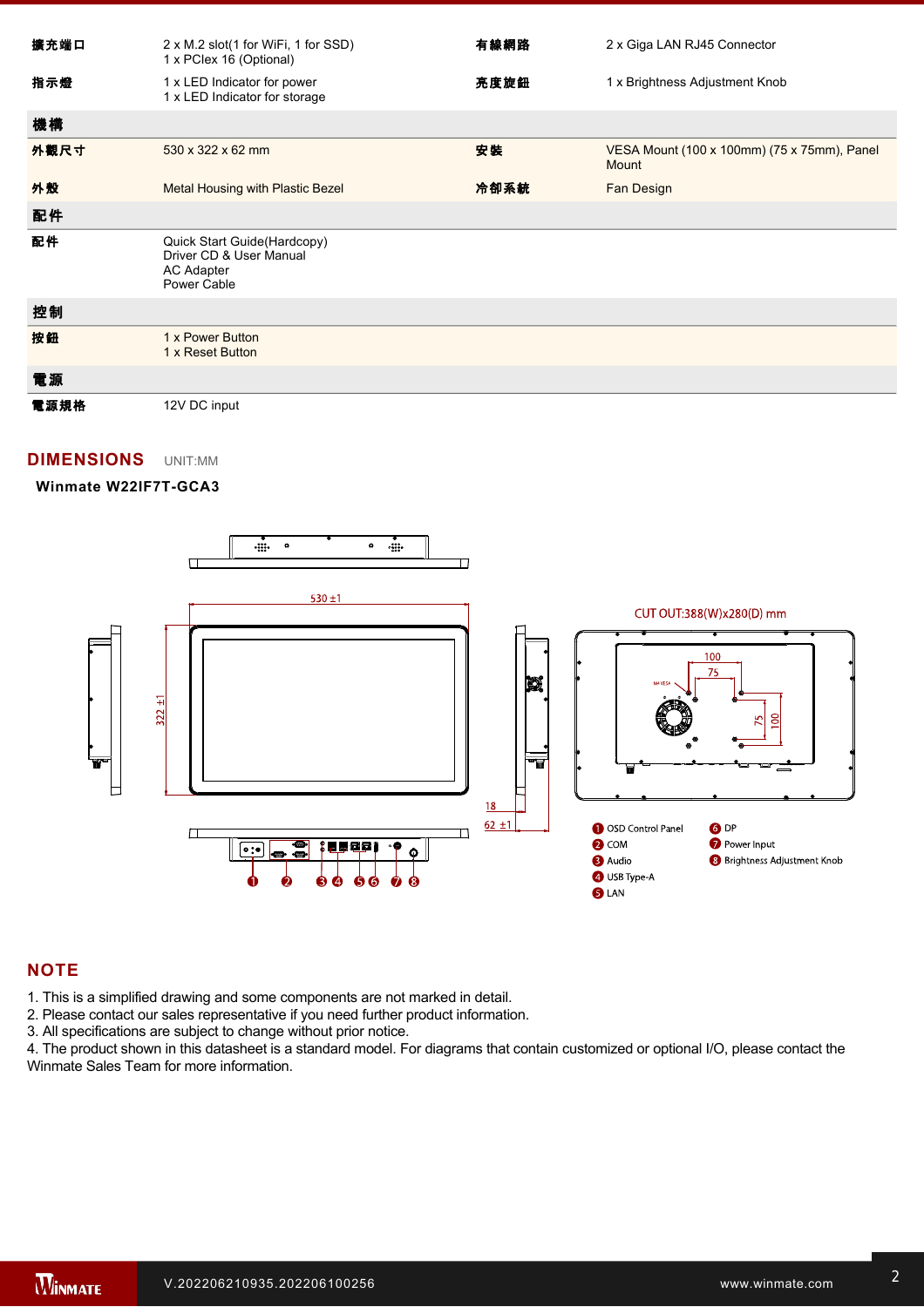| | | | |
|---|---|---|---|
| 擴充端口 | 2 x M.2 slot(1 for WiFi, 1 for SSD)<br>1 x PCIex 16 (Optional) | 有線網路 | 2 x Giga LAN RJ45 Connector |
| 指示燈 | 1 x LED Indicator for power<br>1 x LED Indicator for storage | 亮度旋鈕 | 1 x Brightness Adjustment Knob |
| **機構** | | | |
| 外觀尺寸 | 530 x 322 x 62 mm | 安裝 | VESA Mount (100 x 100mm) (75 x 75mm), Panel Mount |
| 外殼 | Metal Housing with Plastic Bezel | 冷卻系統 | Fan Design |
| **配件** | | | |
| 配件 | Quick Start Guide(Hardcopy)<br>Driver CD & User Manual<br>AC Adapter<br>Power Cable | | |
| **控制** | | | |
| 按鈕 | 1 x Power Button<br>1 x Reset Button | | |
| **電源** | | | |
| 電源規格 | 12V DC input | | |

## DIMENSIONS UNIT:MM

**Winmate W22IF7T-GCA3**

530 ±1

322 ±1

18

62 ±1

CUT OUT:388(W)x280(D) mm

100

75

75

100

1 OSD Control Panel
2 COM
3 Audio
4 USB Type-A
5 LAN
6 DP
7 Power Input
8 Brightness Adjustment Knob

## NOTE

1. This is a simplified drawing and some components are not marked in detail.
2. Please contact our sales representative if you need further product information.
3. All specifications are subject to change without prior notice.
4. The product shown in this datasheet is a standard model. For diagrams that contain customized or optional I/O, please contact the Winmate Sales Team for more information.